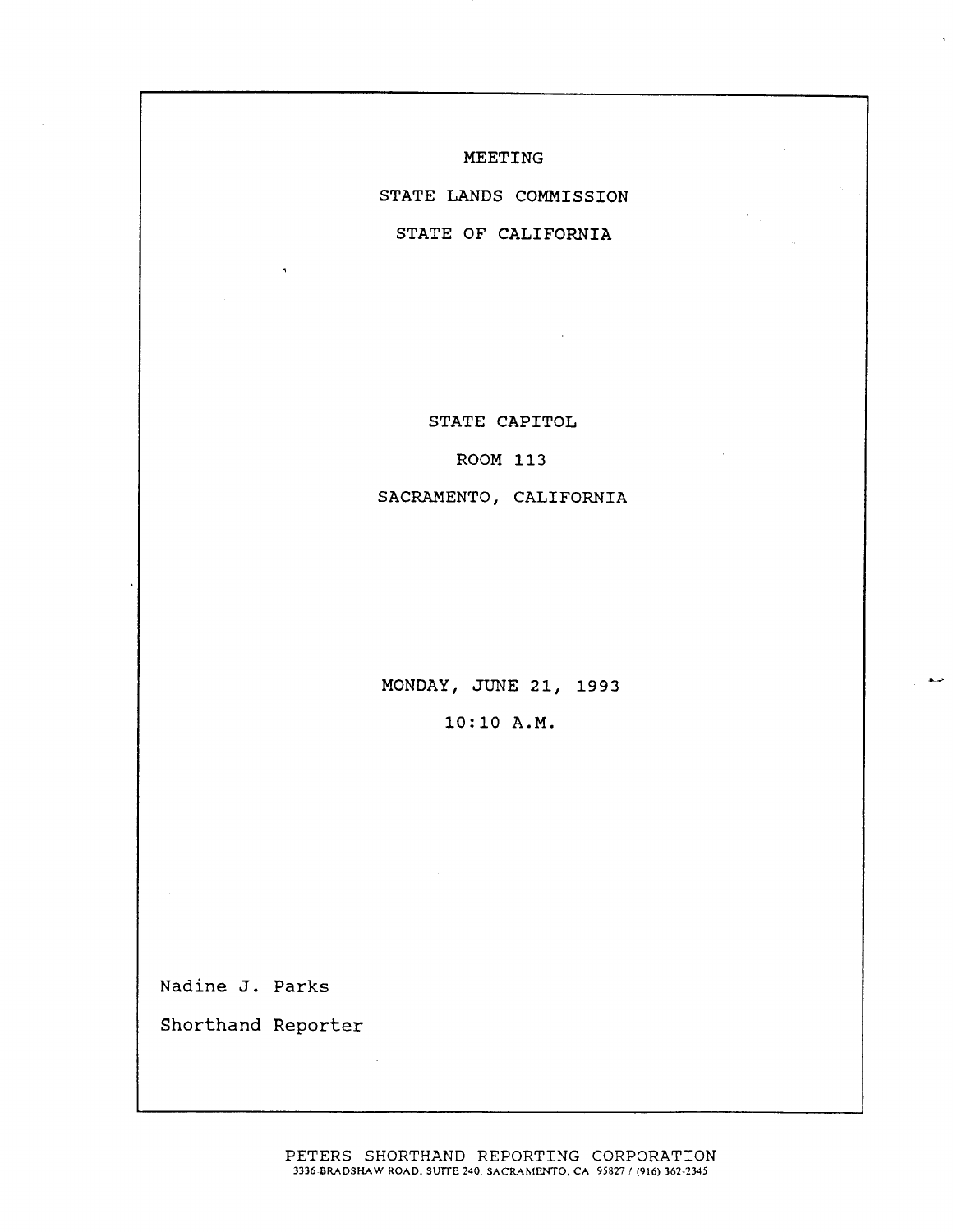# MEETING

# STATE LANDS COMMISSION

# STATE OF CALIFORNIA

STATE CAPITOL

ROOM 113

SACRAMENTO, CALIFORNIA

MONDAY, JUNE 21, 1993

10:10 A.M.

Nadine J. Parks

Shorthand Reporter

PETERS SHORTHAND REPORTING CORPORATION
3336 BRADSHAW ROAD, SUITE 240, SACRAMENTO, CA 95827 / (916) 362-2345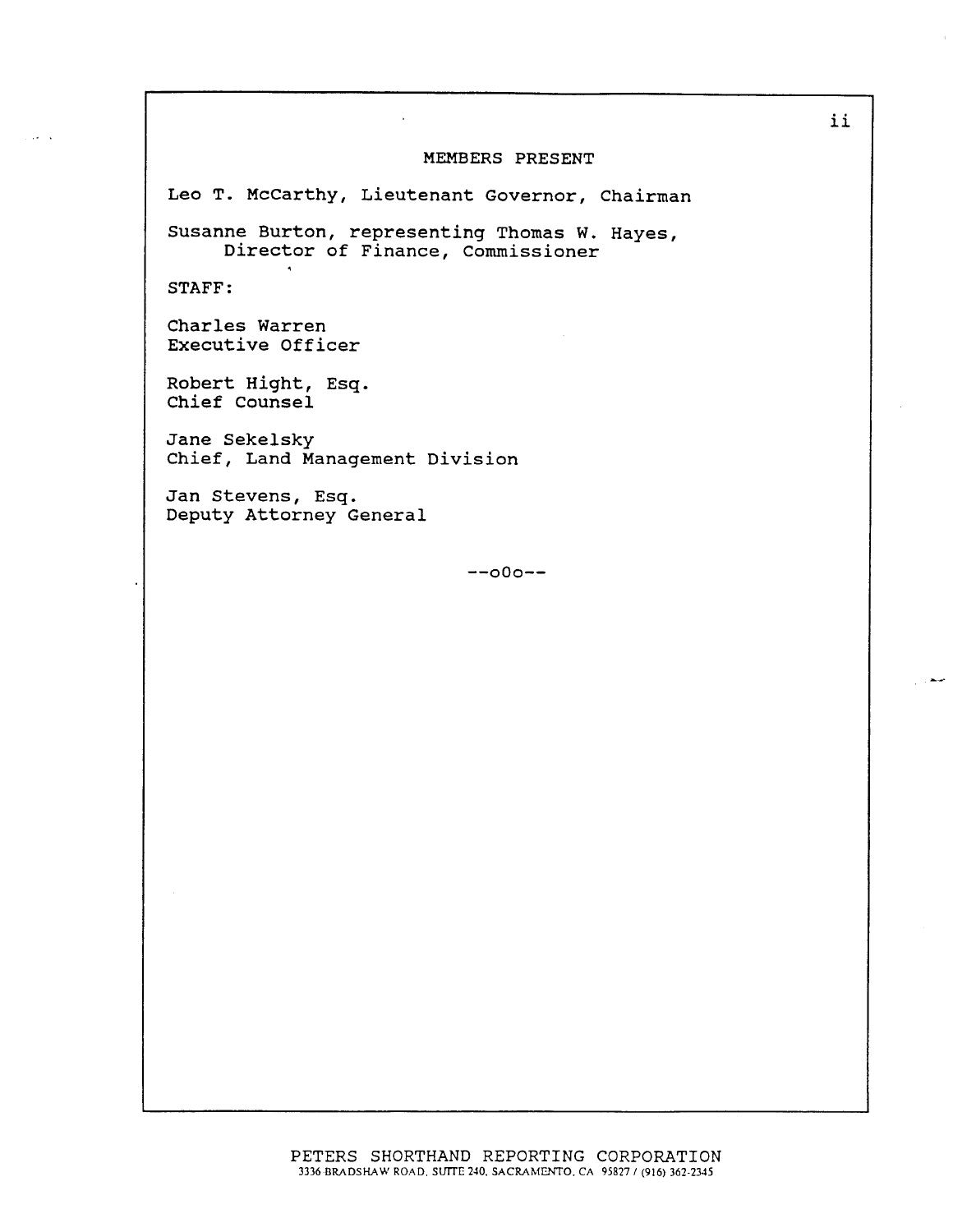## MEMBERS PRESENT

Leo T. McCarthy, Lieutenant Governor, Chairman

Susanne Burton, representing Thomas W. Hayes,
Director of Finance, Commissioner

STAFF:

Charles Warren
Executive Officer

Robert Hight, Esq.
Chief Counsel

Jane Sekelsky
Chief, Land Management Division

Jan Stevens, Esq.
Deputy Attorney General

--o0o--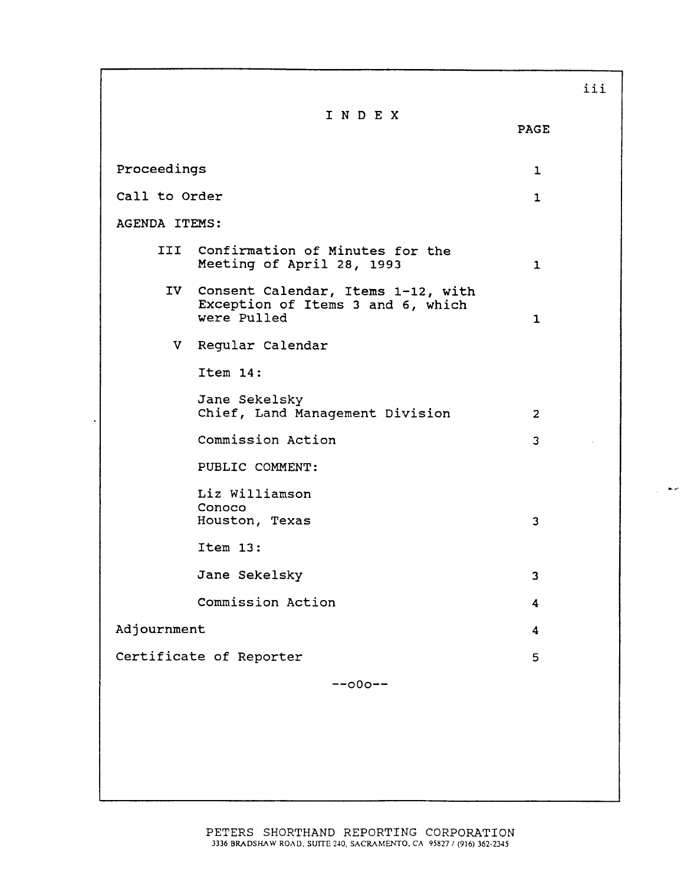# I N D E X

| | PAGE |
|---|---|
| Proceedings | 1 |
| Call to Order | 1 |
| AGENDA ITEMS: | |
| III Confirmation of Minutes for the Meeting of April 28, 1993 | 1 |
| IV Consent Calendar, Items 1-12, with Exception of Items 3 and 6, which were Pulled | 1 |
| V Regular Calendar | |
| Item 14: | |
| Jane Sekelsky<br>Chief, Land Management Division | 2 |
| Commission Action | 3 |
| PUBLIC COMMENT: | |
| Liz Williamson<br>Conoco<br>Houston, Texas | 3 |
| Item 13: | |
| Jane Sekelsky | 3 |
| Commission Action | 4 |
| Adjournment | 4 |
| Certificate of Reporter | 5 |

--oOo--

PETERS SHORTHAND REPORTING CORPORATION
3336 BRADSHAW ROAD, SUITE 240, SACRAMENTO, CA 95827 / (916) 362-2345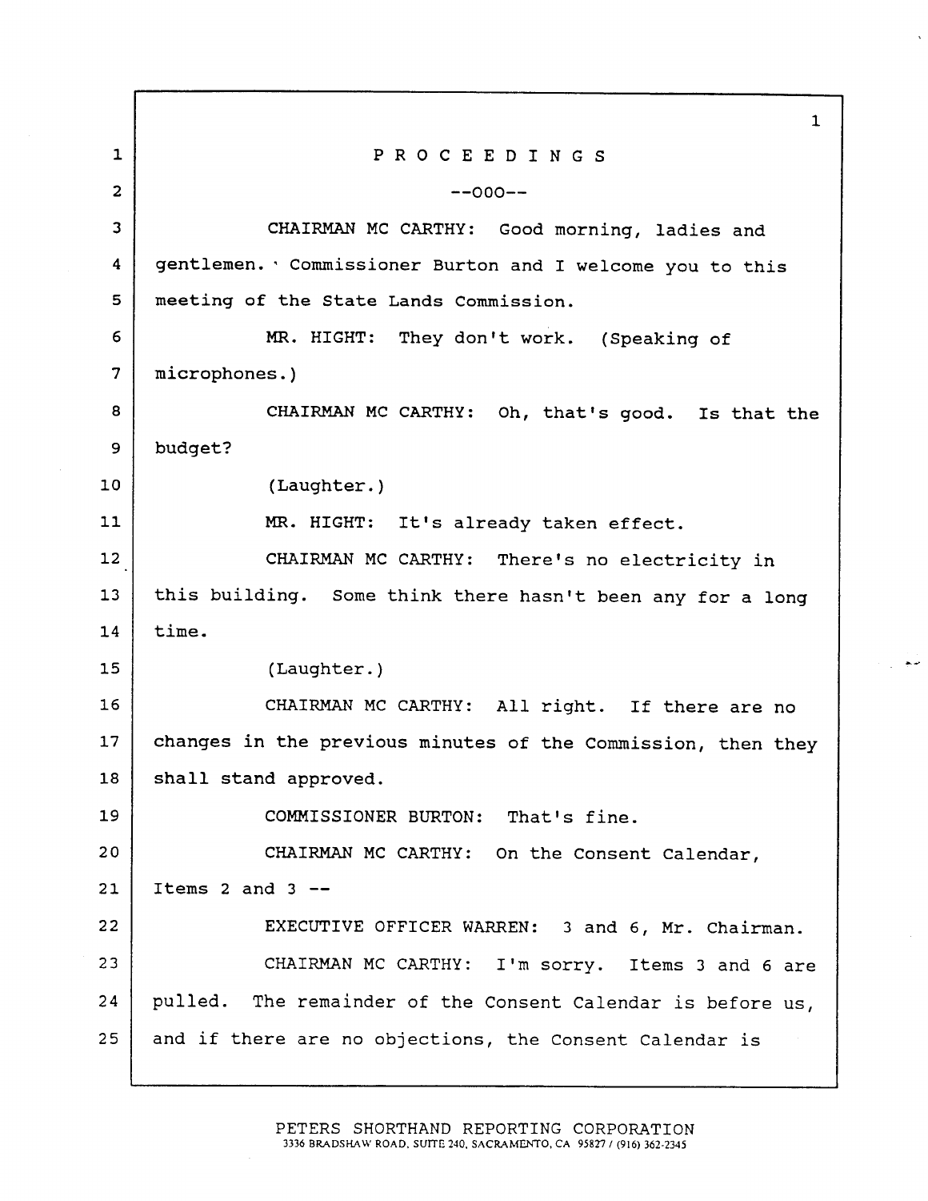# P R O C E E D I N G S

--oOo--

CHAIRMAN MC CARTHY: Good morning, ladies and gentlemen. Commissioner Burton and I welcome you to this meeting of the State Lands Commission.

MR. HIGHT: They don't work. (Speaking of microphones.)

CHAIRMAN MC CARTHY: Oh, that's good. Is that the budget?

(Laughter.)

MR. HIGHT: It's already taken effect.

CHAIRMAN MC CARTHY: There's no electricity in this building. Some think there hasn't been any for a long time.

(Laughter.)

CHAIRMAN MC CARTHY: All right. If there are no changes in the previous minutes of the Commission, then they shall stand approved.

COMMISSIONER BURTON: That's fine.

CHAIRMAN MC CARTHY: On the Consent Calendar, Items 2 and 3 --

EXECUTIVE OFFICER WARREN: 3 and 6, Mr. Chairman.

CHAIRMAN MC CARTHY: I'm sorry. Items 3 and 6 are pulled. The remainder of the Consent Calendar is before us, and if there are no objections, the Consent Calendar is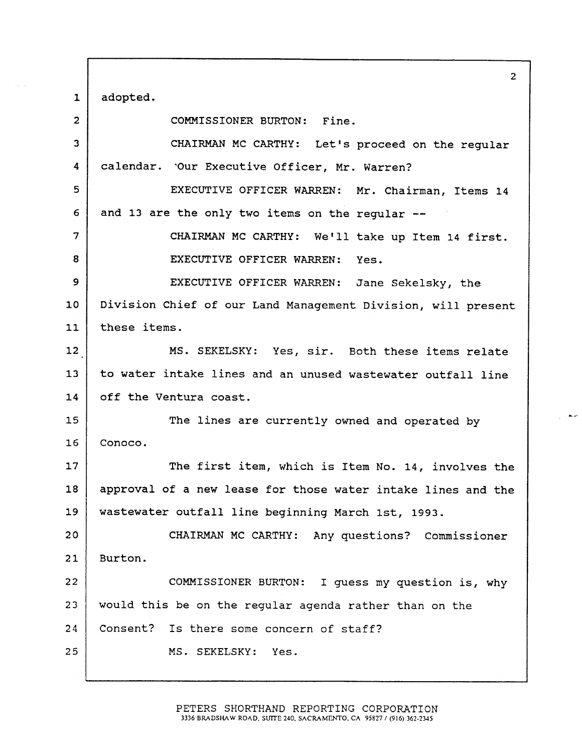adopted.

COMMISSIONER BURTON: Fine.

CHAIRMAN MC CARTHY: Let's proceed on the regular calendar. Our Executive Officer, Mr. Warren?

EXECUTIVE OFFICER WARREN: Mr. Chairman, Items 14 and 13 are the only two items on the regular --

CHAIRMAN MC CARTHY: We'll take up Item 14 first.

EXECUTIVE OFFICER WARREN: Yes.

EXECUTIVE OFFICER WARREN: Jane Sekelsky, the Division Chief of our Land Management Division, will present these items.

MS. SEKELSKY: Yes, sir. Both these items relate to water intake lines and an unused wastewater outfall line off the Ventura coast.

The lines are currently owned and operated by Conoco.

The first item, which is Item No. 14, involves the approval of a new lease for those water intake lines and the wastewater outfall line beginning March 1st, 1993.

CHAIRMAN MC CARTHY: Any questions? Commissioner Burton.

COMMISSIONER BURTON: I guess my question is, why would this be on the regular agenda rather than on the Consent? Is there some concern of staff?

MS. SEKELSKY: Yes.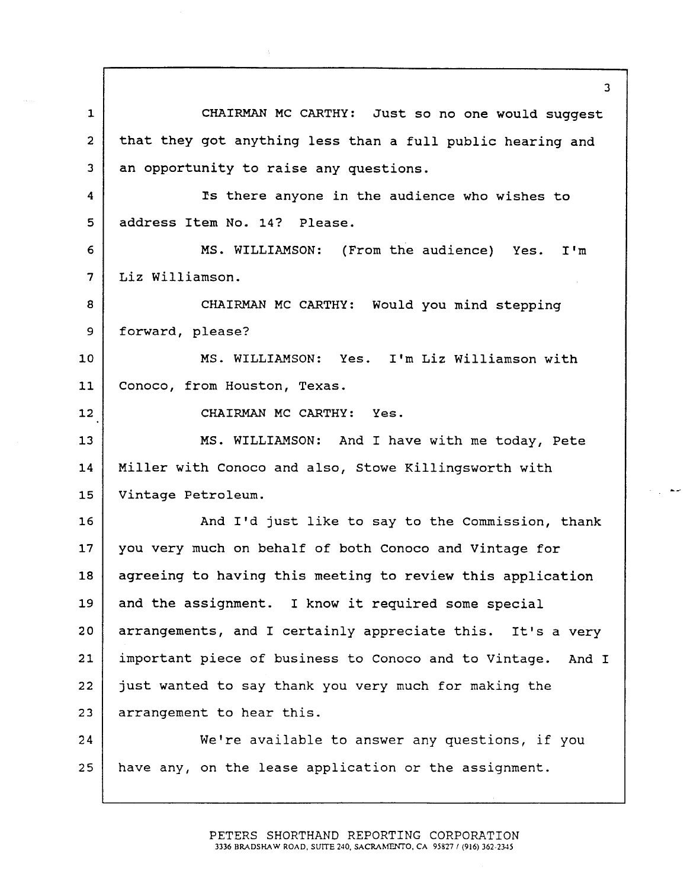CHAIRMAN MC CARTHY: Just so no one would suggest that they got anything less than a full public hearing and an opportunity to raise any questions.

Is there anyone in the audience who wishes to address Item No. 14? Please.

MS. WILLIAMSON: (From the audience) Yes. I'm Liz Williamson.

CHAIRMAN MC CARTHY: Would you mind stepping forward, please?

MS. WILLIAMSON: Yes. I'm Liz Williamson with Conoco, from Houston, Texas.

CHAIRMAN MC CARTHY: Yes.

MS. WILLIAMSON: And I have with me today, Pete Miller with Conoco and also, Stowe Killingsworth with Vintage Petroleum.

And I'd just like to say to the Commission, thank you very much on behalf of both Conoco and Vintage for agreeing to having this meeting to review this application and the assignment. I know it required some special arrangements, and I certainly appreciate this. It's a very important piece of business to Conoco and to Vintage. And I just wanted to say thank you very much for making the arrangement to hear this.

We're available to answer any questions, if you have any, on the lease application or the assignment.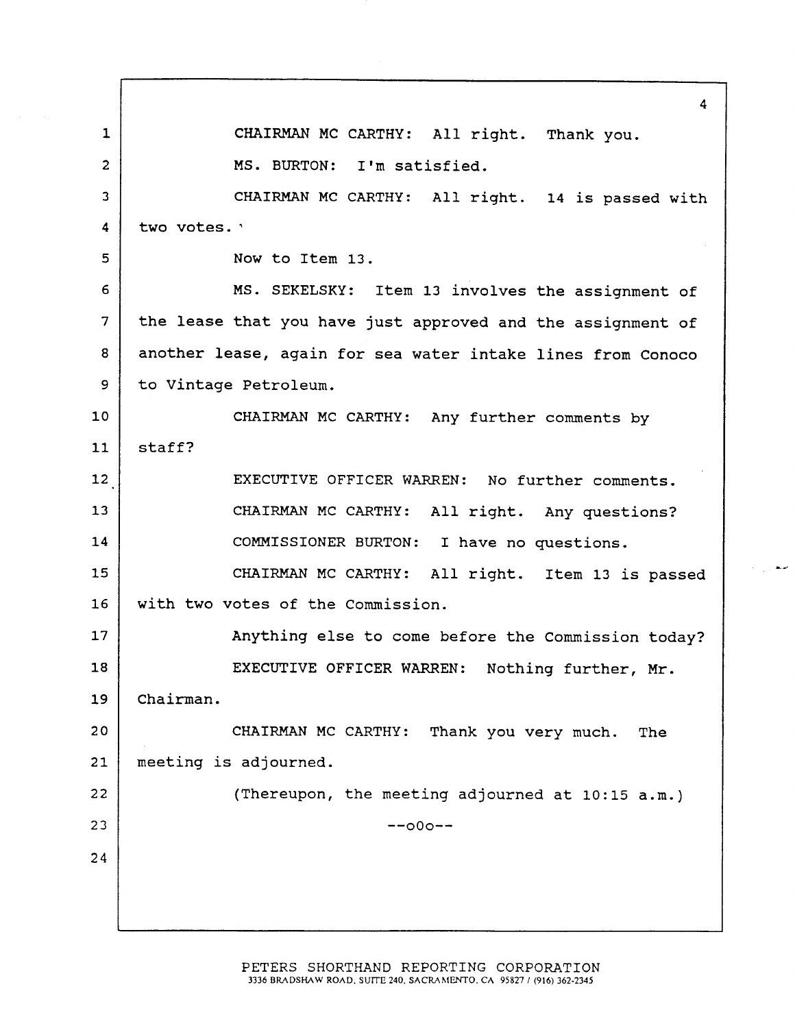CHAIRMAN MC CARTHY: All right. Thank you.

MS. BURTON: I'm satisfied.

CHAIRMAN MC CARTHY: All right. 14 is passed with two votes.

Now to Item 13.

MS. SEKELSKY: Item 13 involves the assignment of the lease that you have just approved and the assignment of another lease, again for sea water intake lines from Conoco to Vintage Petroleum.

CHAIRMAN MC CARTHY: Any further comments by staff?

EXECUTIVE OFFICER WARREN: No further comments.

CHAIRMAN MC CARTHY: All right. Any questions?

COMMISSIONER BURTON: I have no questions.

CHAIRMAN MC CARTHY: All right. Item 13 is passed with two votes of the Commission.

Anything else to come before the Commission today?

EXECUTIVE OFFICER WARREN: Nothing further, Mr. Chairman.

CHAIRMAN MC CARTHY: Thank you very much. The meeting is adjourned.

(Thereupon, the meeting adjourned at 10:15 a.m.)

--o0o--

PETERS SHORTHAND REPORTING CORPORATION
3336 BRADSHAW ROAD, SUITE 240, SACRAMENTO, CA 95827 / (916) 362-2345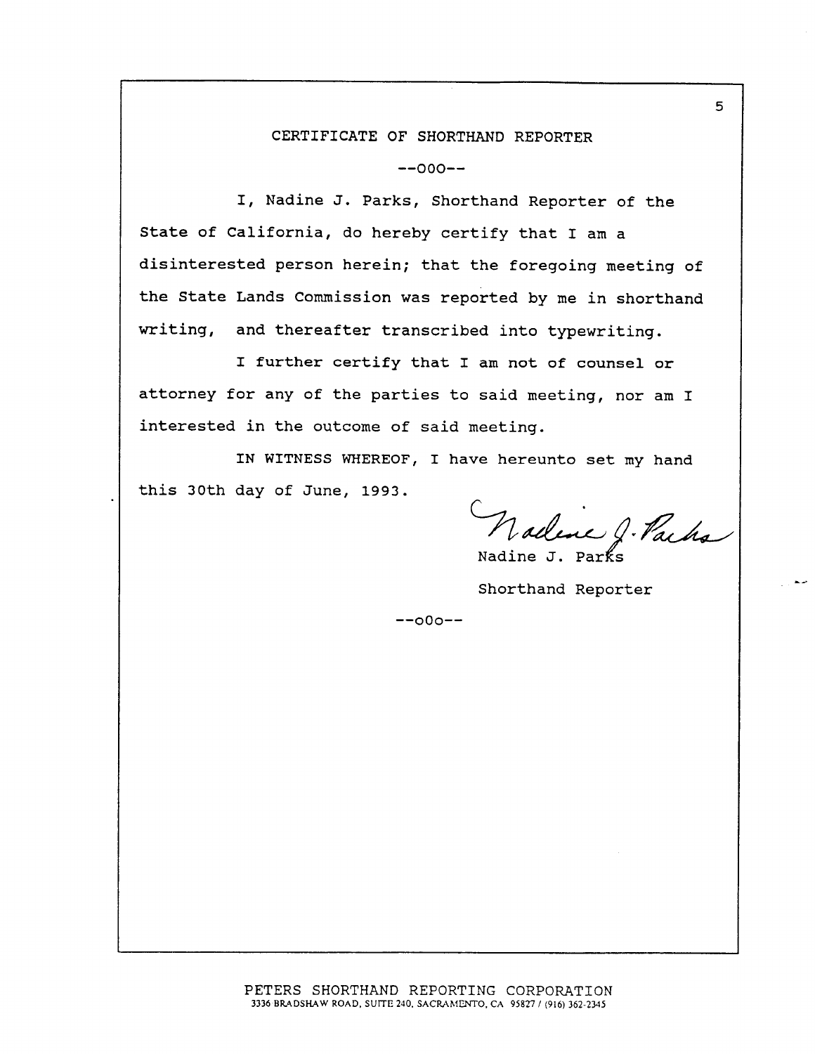## CERTIFICATE OF SHORTHAND REPORTER

--oOo--

I, Nadine J. Parks, Shorthand Reporter of the State of California, do hereby certify that I am a disinterested person herein; that the foregoing meeting of the State Lands Commission was reported by me in shorthand writing, and thereafter transcribed into typewriting.

I further certify that I am not of counsel or attorney for any of the parties to said meeting, nor am I interested in the outcome of said meeting.

IN WITNESS WHEREOF, I have hereunto set my hand this 30th day of June, 1993.

Nadine J. Parks

Shorthand Reporter

--oOo--

PETERS SHORTHAND REPORTING CORPORATION
3336 BRADSHAW ROAD, SUITE 240, SACRAMENTO, CA 95827 / (916) 362-2345